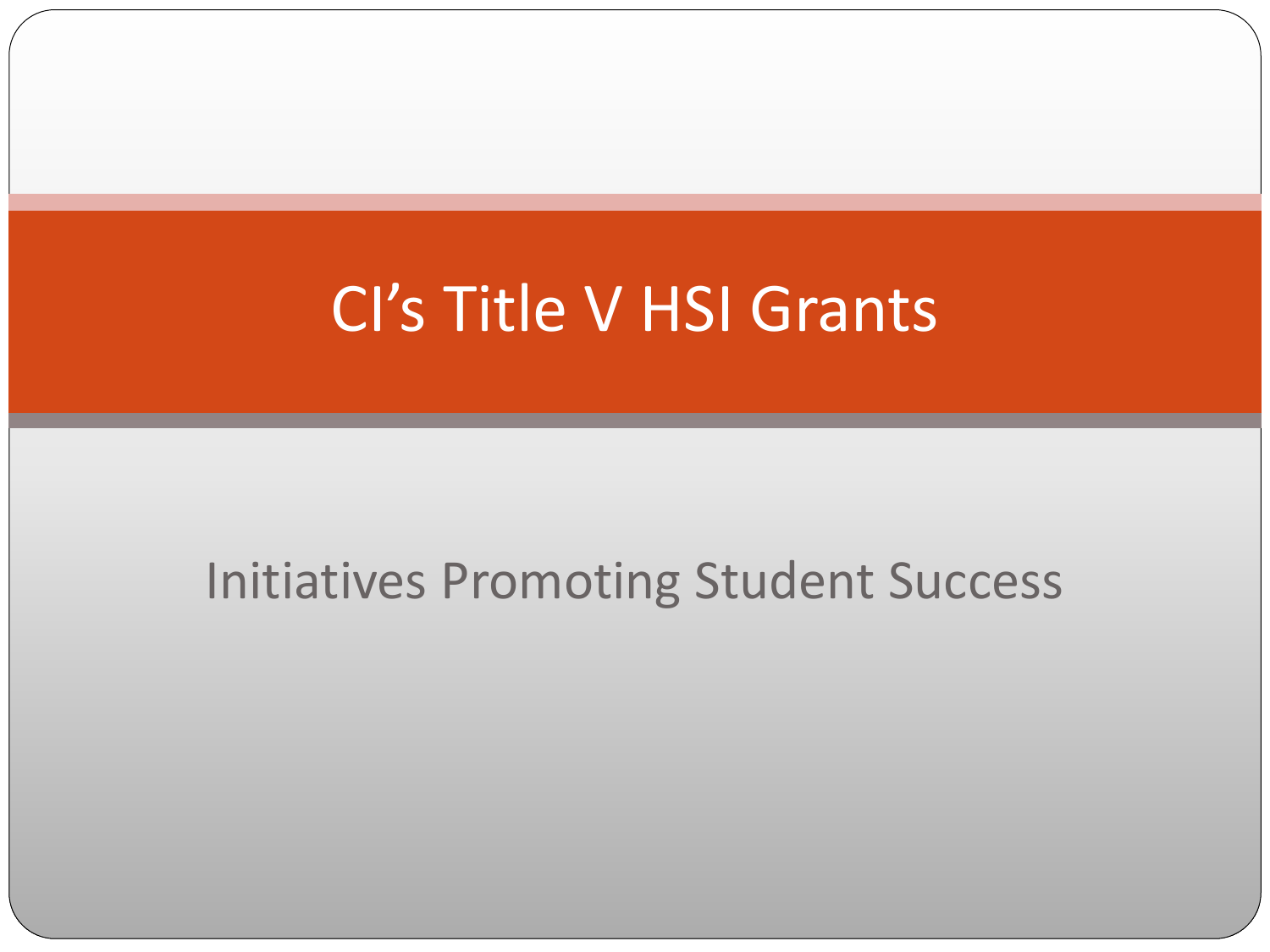# CI's Title V HSI Grants

Initiatives Promoting Student Success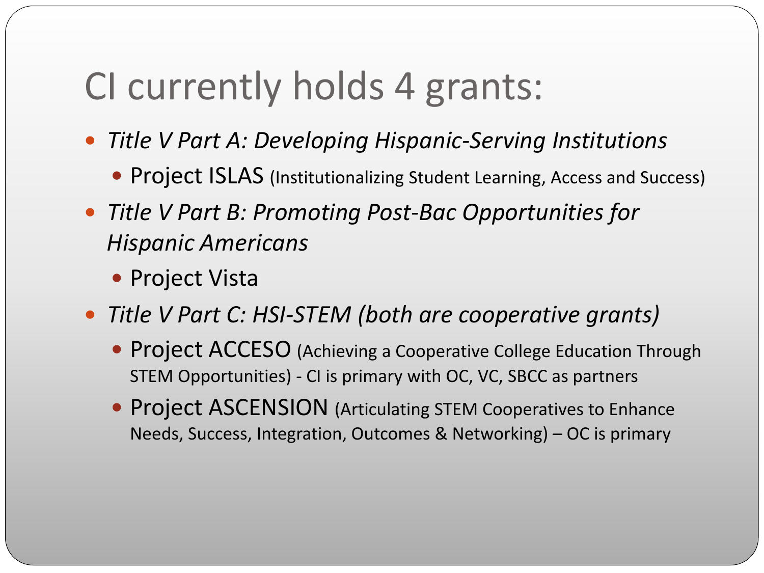# CI currently holds 4 grants:

- *Title V Part A: Developing Hispanic-Serving Institutions*
  - Project ISLAS (Institutionalizing Student Learning, Access and Success)
- *Title V Part B: Promoting Post-Bac Opportunities for Hispanic Americans*
  - Project Vista
- *Title V Part C: HSI-STEM (both are cooperative grants)*
  - Project ACCESO (Achieving a Cooperative College Education Through STEM Opportunities) - CI is primary with OC, VC, SBCC as partners
  - Project ASCENSION (Articulating STEM Cooperatives to Enhance Needs, Success, Integration, Outcomes & Networking) – OC is primary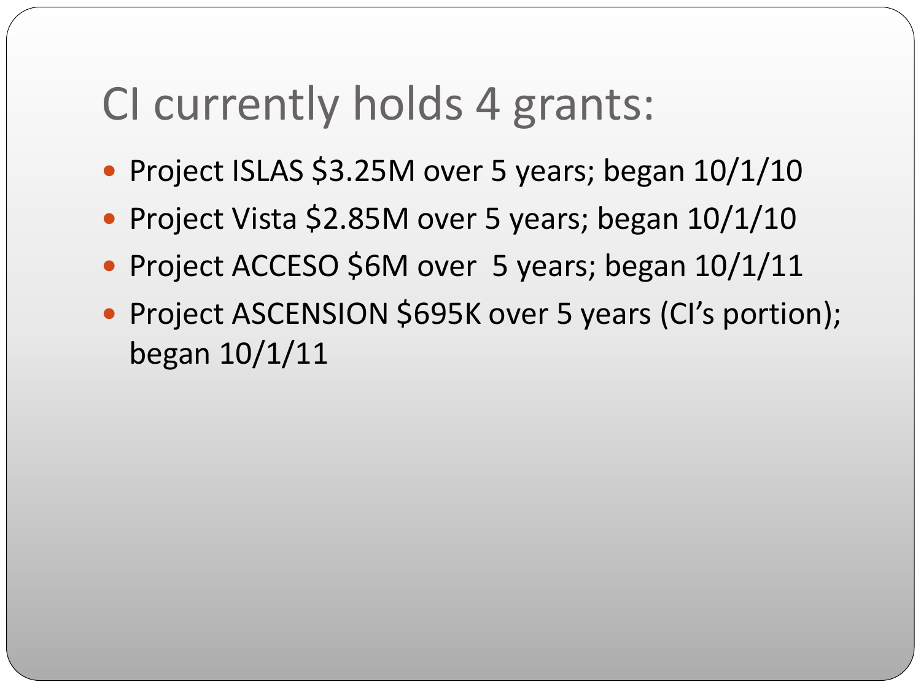# CI currently holds 4 grants:

- Project ISLAS $3.25M over 5 years; began 10/1/10
- Project Vista $2.85M over 5 years; began 10/1/10
- Project ACCESO $6M over 5 years; began 10/1/11
- Project ASCENSION $695K over 5 years (CI's portion); began 10/1/11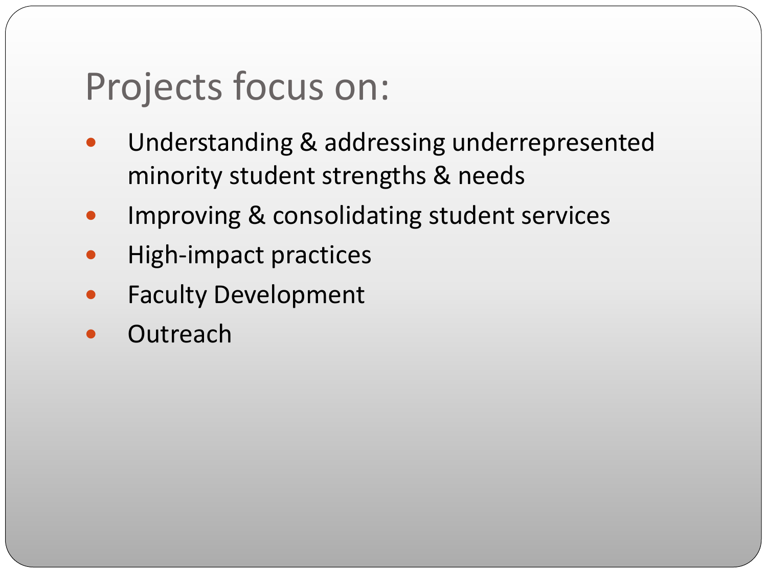# Projects focus on:

- Understanding & addressing underrepresented minority student strengths & needs
- Improving & consolidating student services
- High-impact practices
- Faculty Development
- Outreach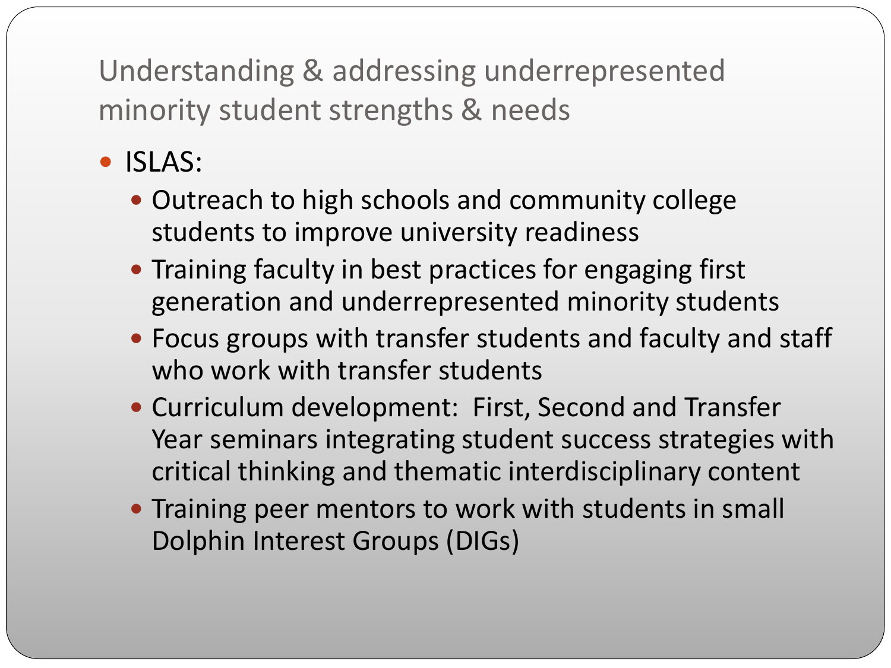## Understanding & addressing underrepresented minority student strengths & needs

- ISLAS:
  - Outreach to high schools and community college students to improve university readiness
  - Training faculty in best practices for engaging first generation and underrepresented minority students
  - Focus groups with transfer students and faculty and staff who work with transfer students
  - Curriculum development: First, Second and Transfer Year seminars integrating student success strategies with critical thinking and thematic interdisciplinary content
  - Training peer mentors to work with students in small Dolphin Interest Groups (DIGs)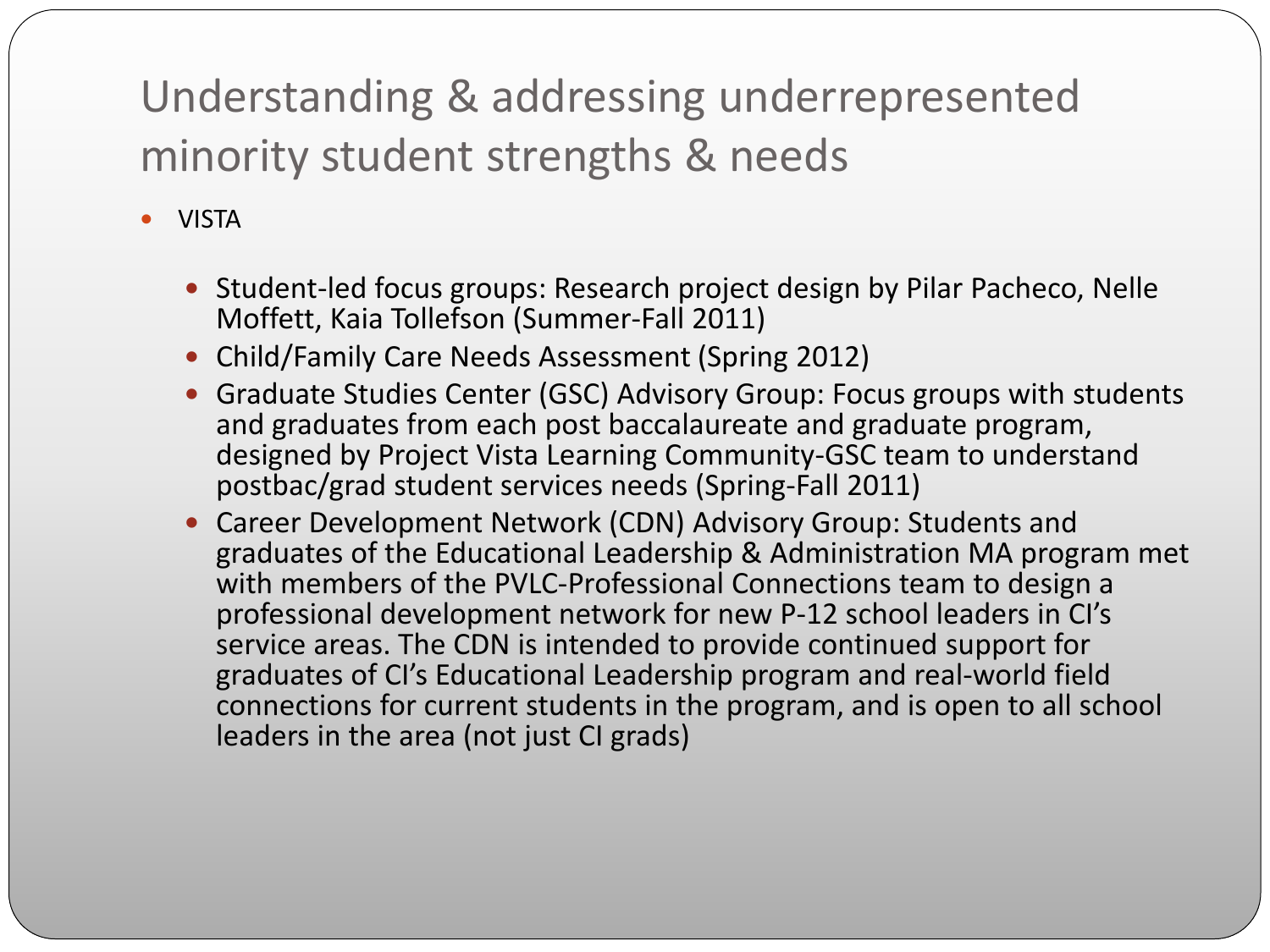# Understanding & addressing underrepresented minority student strengths & needs

- VISTA
  - Student-led focus groups: Research project design by Pilar Pacheco, Nelle Moffett, Kaia Tollefson (Summer-Fall 2011)
  - Child/Family Care Needs Assessment (Spring 2012)
  - Graduate Studies Center (GSC) Advisory Group: Focus groups with students and graduates from each post baccalaureate and graduate program, designed by Project Vista Learning Community-GSC team to understand postbac/grad student services needs (Spring-Fall 2011)
  - Career Development Network (CDN) Advisory Group: Students and graduates of the Educational Leadership & Administration MA program met with members of the PVLC-Professional Connections team to design a professional development network for new P-12 school leaders in CI's service areas. The CDN is intended to provide continued support for graduates of CI's Educational Leadership program and real-world field connections for current students in the program, and is open to all school leaders in the area (not just CI grads)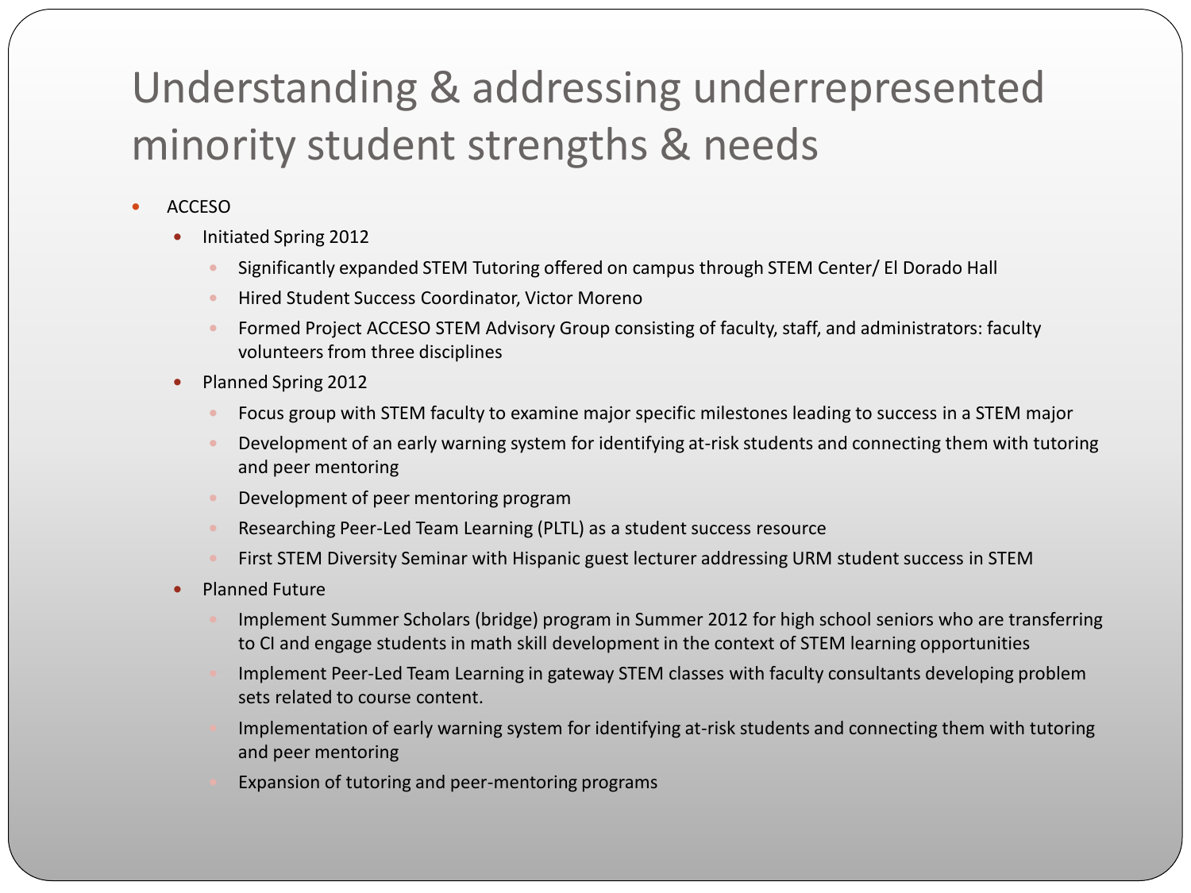# Understanding & addressing underrepresented minority student strengths & needs

- ACCESO
  - Initiated Spring 2012
    - Significantly expanded STEM Tutoring offered on campus through STEM Center/ El Dorado Hall
    - Hired Student Success Coordinator, Victor Moreno
    - Formed Project ACCESO STEM Advisory Group consisting of faculty, staff, and administrators: faculty volunteers from three disciplines
  - Planned Spring 2012
    - Focus group with STEM faculty to examine major specific milestones leading to success in a STEM major
    - Development of an early warning system for identifying at-risk students and connecting them with tutoring and peer mentoring
    - Development of peer mentoring program
    - Researching Peer-Led Team Learning (PLTL) as a student success resource
    - First STEM Diversity Seminar with Hispanic guest lecturer addressing URM student success in STEM
  - Planned Future
    - Implement Summer Scholars (bridge) program in Summer 2012 for high school seniors who are transferring to CI and engage students in math skill development in the context of STEM learning opportunities
    - Implement Peer-Led Team Learning in gateway STEM classes with faculty consultants developing problem sets related to course content.
    - Implementation of early warning system for identifying at-risk students and connecting them with tutoring and peer mentoring
    - Expansion of tutoring and peer-mentoring programs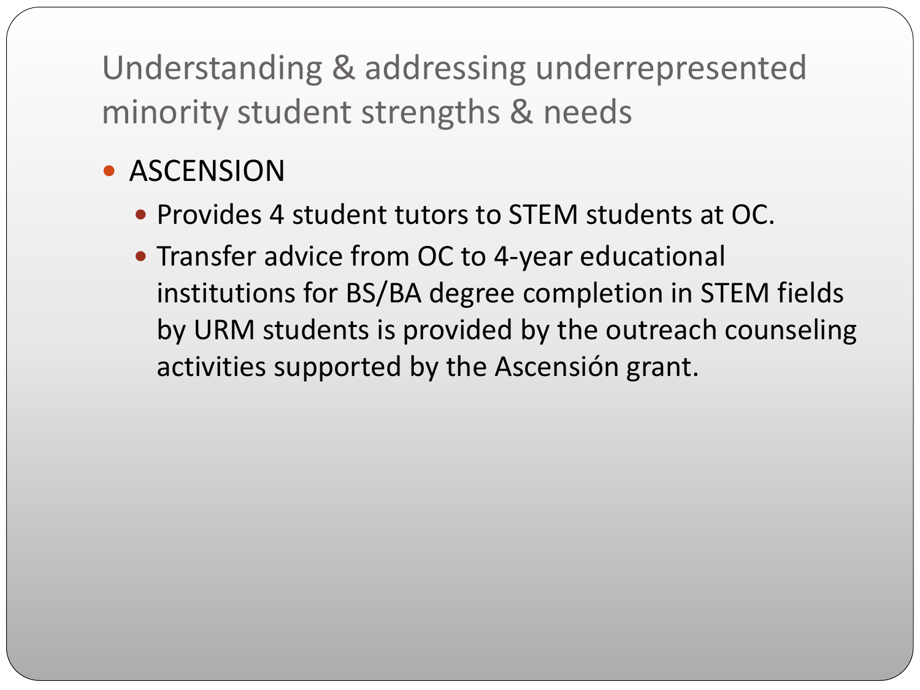# Understanding & addressing underrepresented minority student strengths & needs

- ASCENSION
  - Provides 4 student tutors to STEM students at OC.
  - Transfer advice from OC to 4-year educational institutions for BS/BA degree completion in STEM fields by URM students is provided by the outreach counseling activities supported by the Ascensión grant.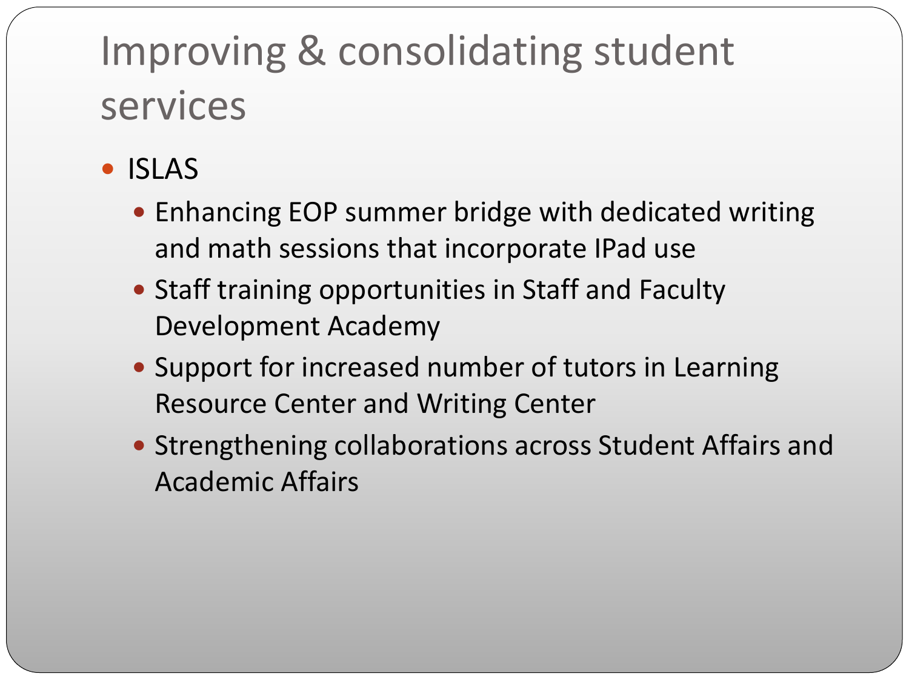# Improving & consolidating student services

- ISLAS
  - Enhancing EOP summer bridge with dedicated writing and math sessions that incorporate IPad use
  - Staff training opportunities in Staff and Faculty Development Academy
  - Support for increased number of tutors in Learning Resource Center and Writing Center
  - Strengthening collaborations across Student Affairs and Academic Affairs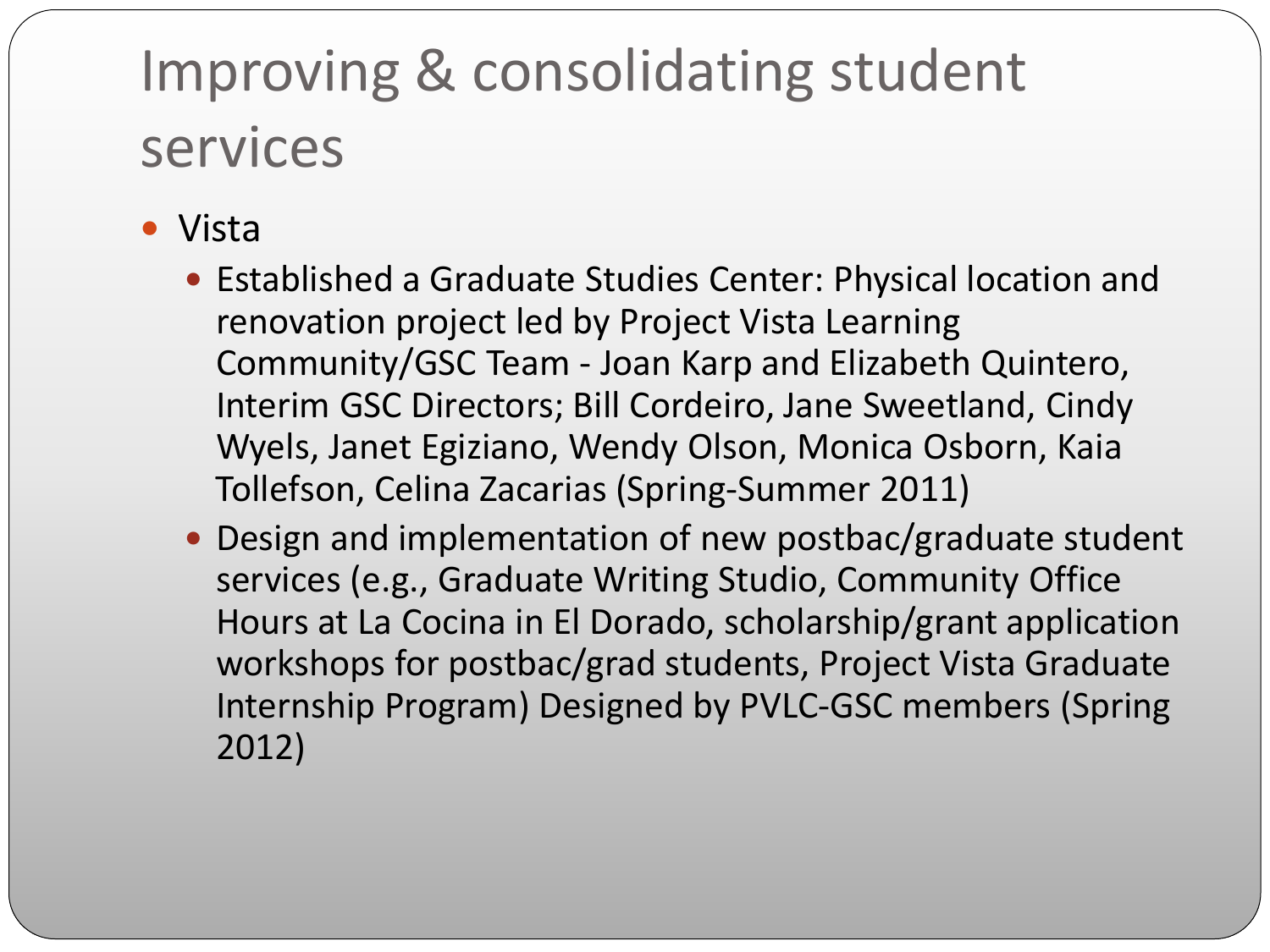# Improving & consolidating student services

- Vista
  - Established a Graduate Studies Center: Physical location and renovation project led by Project Vista Learning Community/GSC Team - Joan Karp and Elizabeth Quintero, Interim GSC Directors; Bill Cordeiro, Jane Sweetland, Cindy Wyels, Janet Egiziano, Wendy Olson, Monica Osborn, Kaia Tollefson, Celina Zacarias (Spring-Summer 2011)
  - Design and implementation of new postbac/graduate student services (e.g., Graduate Writing Studio, Community Office Hours at La Cocina in El Dorado, scholarship/grant application workshops for postbac/grad students, Project Vista Graduate Internship Program) Designed by PVLC-GSC members (Spring 2012)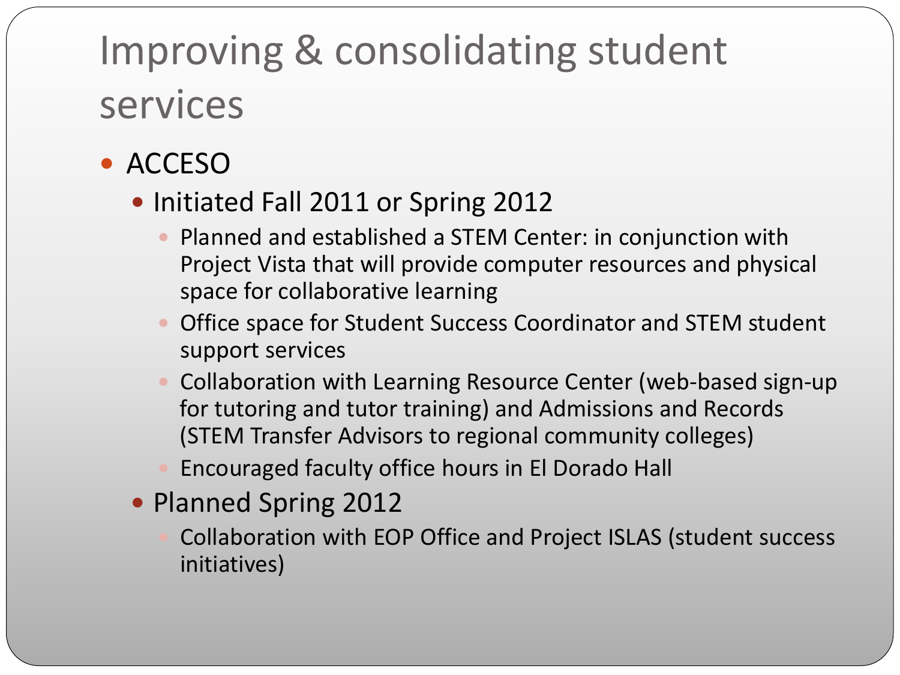# Improving & consolidating student services

- ACCESO
  - Initiated Fall 2011 or Spring 2012
    - Planned and established a STEM Center: in conjunction with Project Vista that will provide computer resources and physical space for collaborative learning
    - Office space for Student Success Coordinator and STEM student support services
    - Collaboration with Learning Resource Center (web-based sign-up for tutoring and tutor training) and Admissions and Records (STEM Transfer Advisors to regional community colleges)
    - Encouraged faculty office hours in El Dorado Hall
  - Planned Spring 2012
    - Collaboration with EOP Office and Project ISLAS (student success initiatives)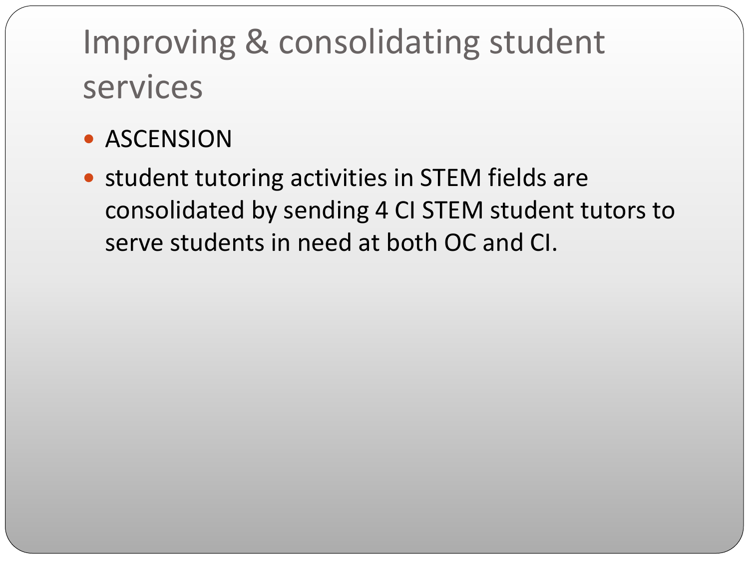# Improving & consolidating student services

- ASCENSION
- student tutoring activities in STEM fields are consolidated by sending 4 CI STEM student tutors to serve students in need at both OC and CI.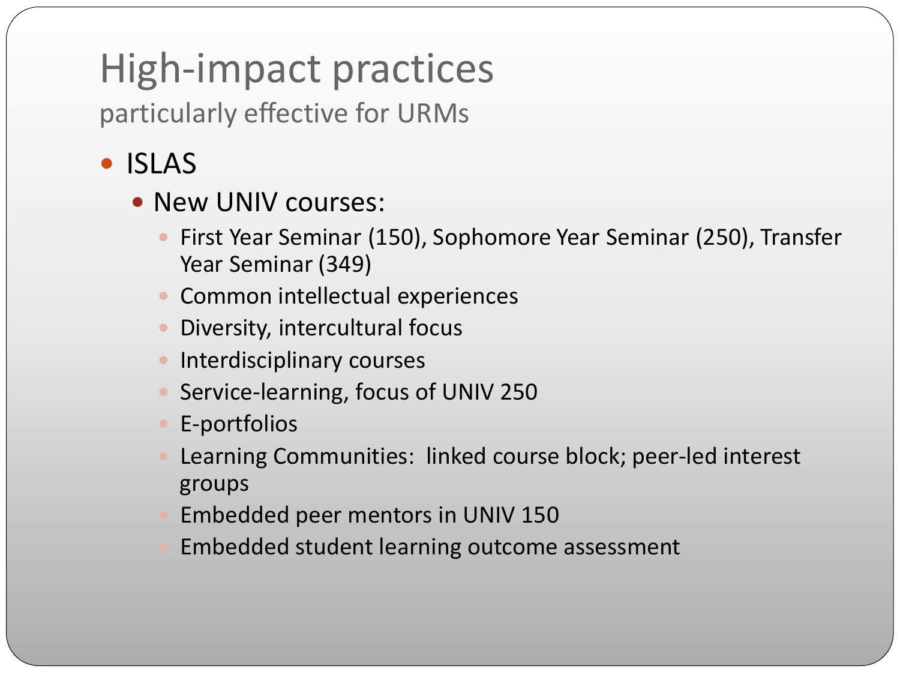# High-impact practices

particularly effective for URMs

- ISLAS
  - New UNIV courses:
    - First Year Seminar (150), Sophomore Year Seminar (250), Transfer Year Seminar (349)
    - Common intellectual experiences
    - Diversity, intercultural focus
    - Interdisciplinary courses
    - Service-learning, focus of UNIV 250
    - E-portfolios
    - Learning Communities: linked course block; peer-led interest groups
    - Embedded peer mentors in UNIV 150
    - Embedded student learning outcome assessment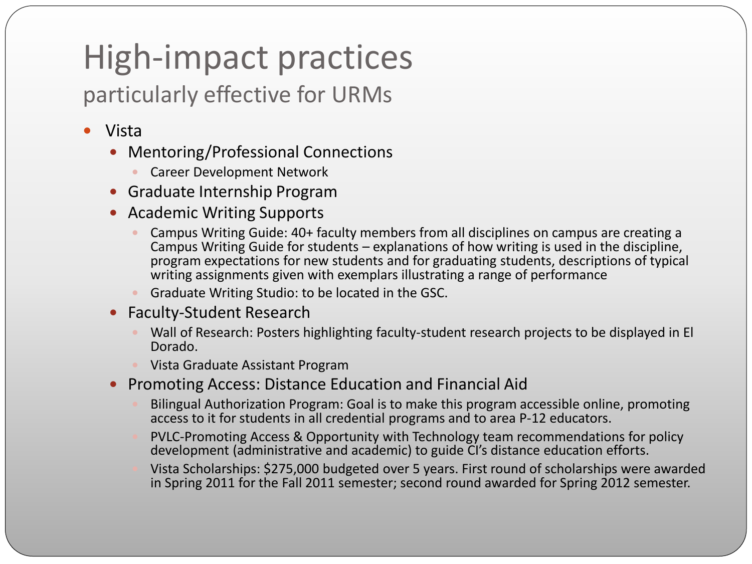# High-impact practices

## particularly effective for URMs

- Vista
  - Mentoring/Professional Connections
    - Career Development Network
  - Graduate Internship Program
  - Academic Writing Supports
    - Campus Writing Guide: 40+ faculty members from all disciplines on campus are creating a Campus Writing Guide for students – explanations of how writing is used in the discipline, program expectations for new students and for graduating students, descriptions of typical writing assignments given with exemplars illustrating a range of performance
    - Graduate Writing Studio: to be located in the GSC.
  - Faculty-Student Research
    - Wall of Research: Posters highlighting faculty-student research projects to be displayed in El Dorado.
    - Vista Graduate Assistant Program
  - Promoting Access: Distance Education and Financial Aid
    - Bilingual Authorization Program: Goal is to make this program accessible online, promoting access to it for students in all credential programs and to area P-12 educators.
    - PVLC-Promoting Access & Opportunity with Technology team recommendations for policy development (administrative and academic) to guide CI's distance education efforts.
    - Vista Scholarships: $275,000 budgeted over 5 years. First round of scholarships were awarded in Spring 2011 for the Fall 2011 semester; second round awarded for Spring 2012 semester.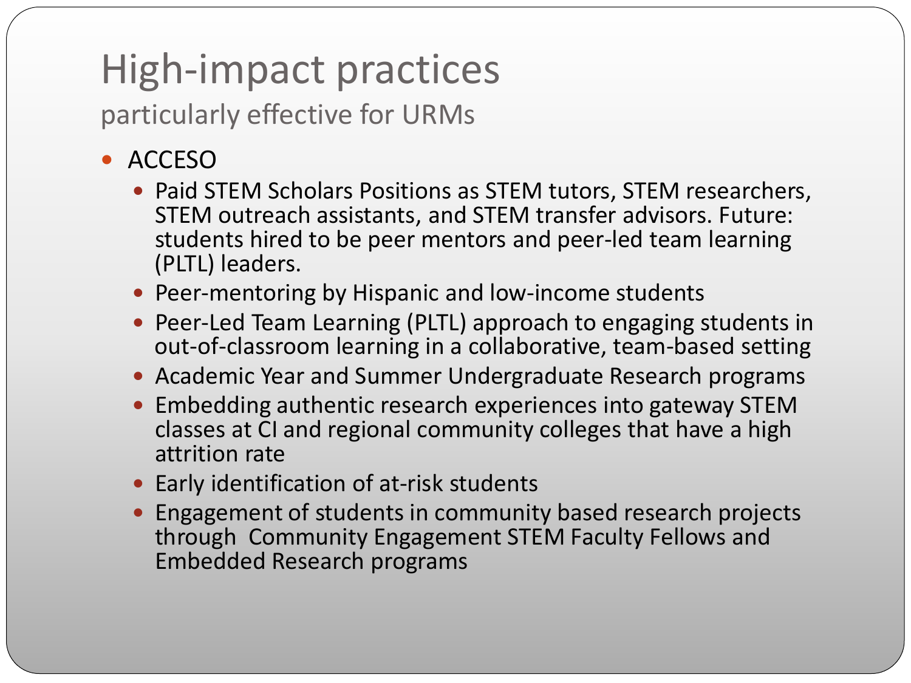# High-impact practices

particularly effective for URMs

- ACCESO
  - Paid STEM Scholars Positions as STEM tutors, STEM researchers, STEM outreach assistants, and STEM transfer advisors. Future: students hired to be peer mentors and peer-led team learning (PLTL) leaders.
  - Peer-mentoring by Hispanic and low-income students
  - Peer-Led Team Learning (PLTL) approach to engaging students in out-of-classroom learning in a collaborative, team-based setting
  - Academic Year and Summer Undergraduate Research programs
  - Embedding authentic research experiences into gateway STEM classes at CI and regional community colleges that have a high attrition rate
  - Early identification of at-risk students
  - Engagement of students in community based research projects through Community Engagement STEM Faculty Fellows and Embedded Research programs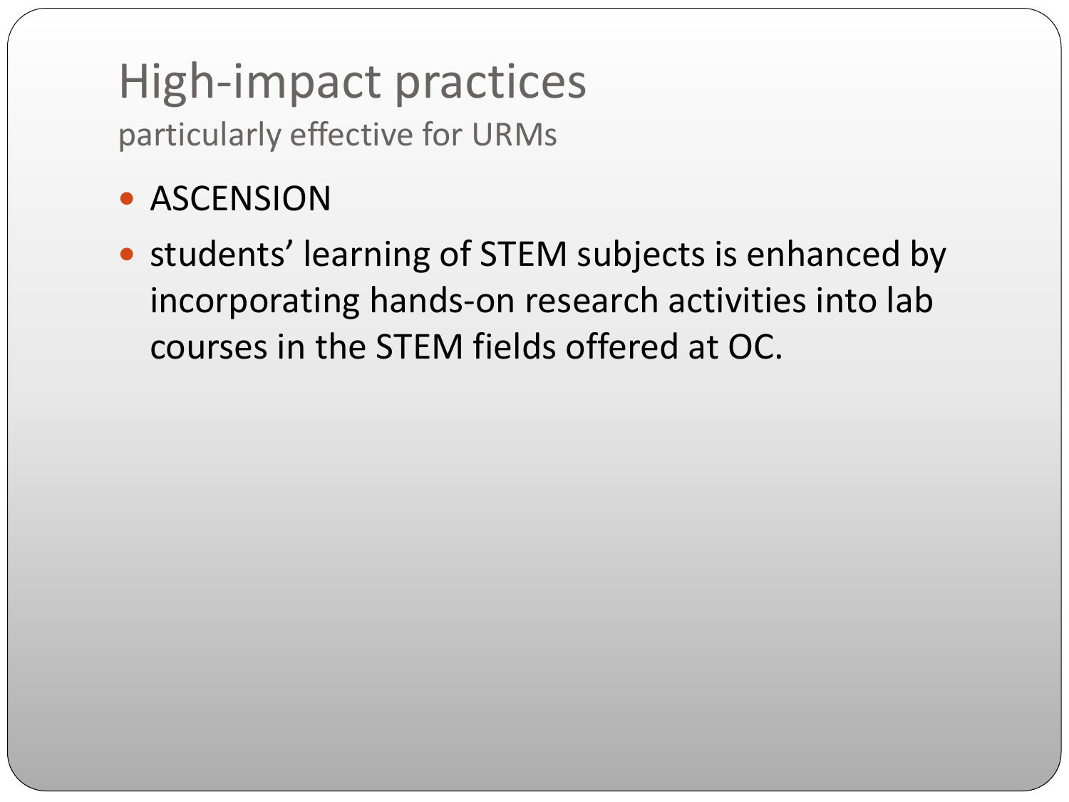# High-impact practices

## particularly effective for URMs

- ASCENSION
- students' learning of STEM subjects is enhanced by incorporating hands-on research activities into lab courses in the STEM fields offered at OC.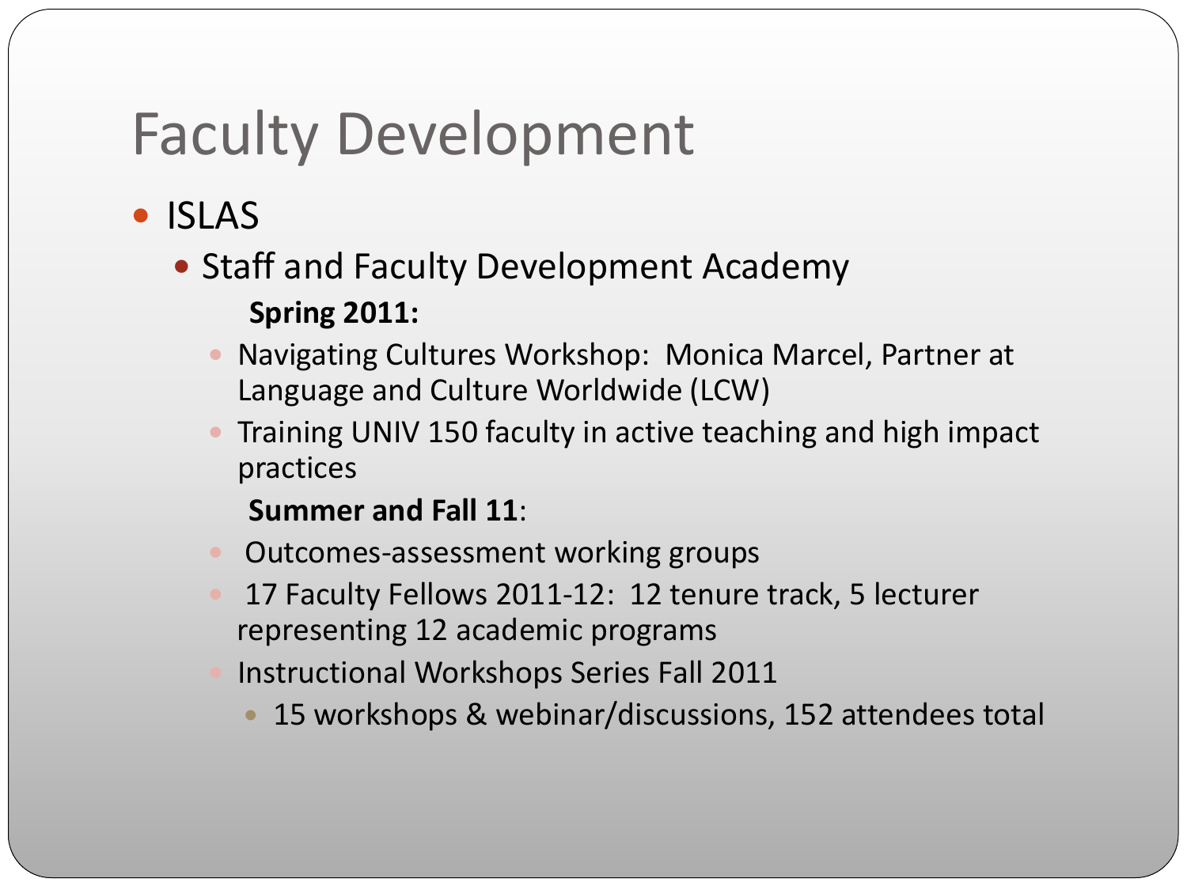# Faculty Development

- ISLAS
  - Staff and Faculty Development Academy

    **Spring 2011:**

    - Navigating Cultures Workshop:  Monica Marcel, Partner at Language and Culture Worldwide (LCW)
    - Training UNIV 150 faculty in active teaching and high impact practices

    **Summer and Fall 11**:

    - Outcomes-assessment working groups
    - 17 Faculty Fellows 2011-12:  12 tenure track, 5 lecturer representing 12 academic programs
    - Instructional Workshops Series Fall 2011
      - 15 workshops & webinar/discussions, 152 attendees total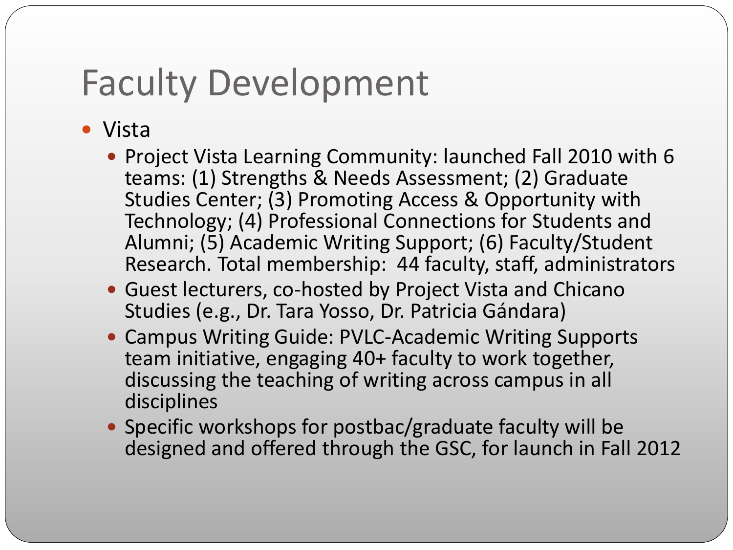# Faculty Development

- Vista
  - Project Vista Learning Community: launched Fall 2010 with 6 teams: (1) Strengths & Needs Assessment; (2) Graduate Studies Center; (3) Promoting Access & Opportunity with Technology; (4) Professional Connections for Students and Alumni; (5) Academic Writing Support; (6) Faculty/Student Research. Total membership: 44 faculty, staff, administrators
  - Guest lecturers, co-hosted by Project Vista and Chicano Studies (e.g., Dr. Tara Yosso, Dr. Patricia Gándara)
  - Campus Writing Guide: PVLC-Academic Writing Supports team initiative, engaging 40+ faculty to work together, discussing the teaching of writing across campus in all disciplines
  - Specific workshops for postbac/graduate faculty will be designed and offered through the GSC, for launch in Fall 2012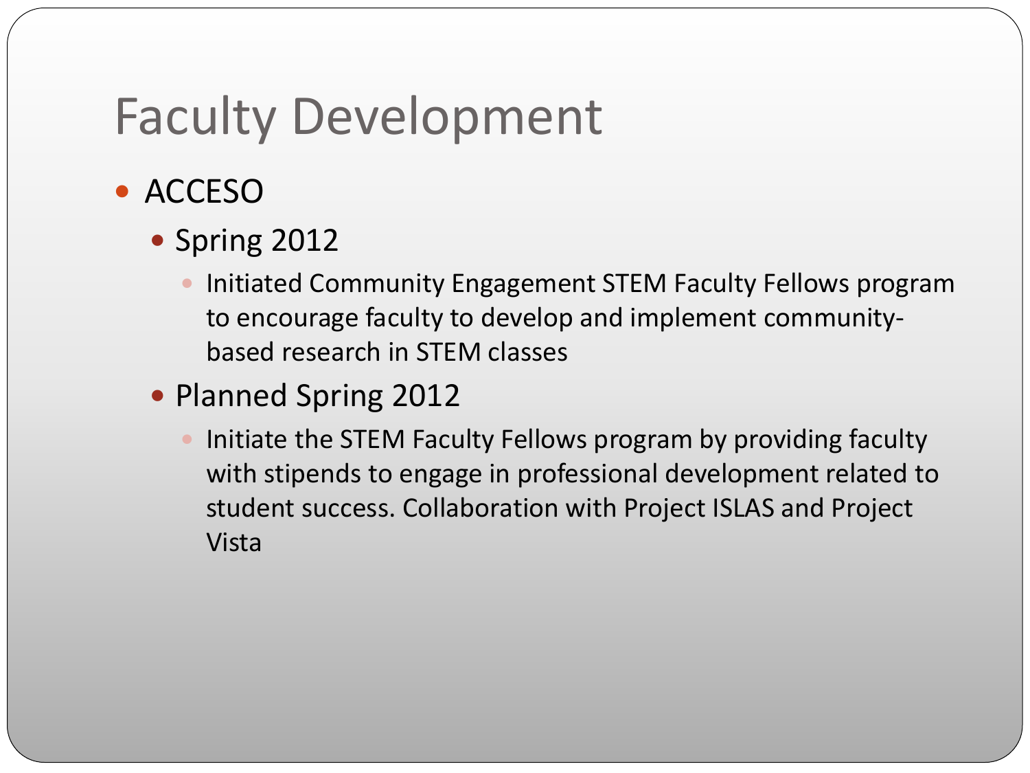# Faculty Development

- ACCESO
  - Spring 2012
    - Initiated Community Engagement STEM Faculty Fellows program to encourage faculty to develop and implement community-based research in STEM classes
  - Planned Spring 2012
    - Initiate the STEM Faculty Fellows program by providing faculty with stipends to engage in professional development related to student success. Collaboration with Project ISLAS and Project Vista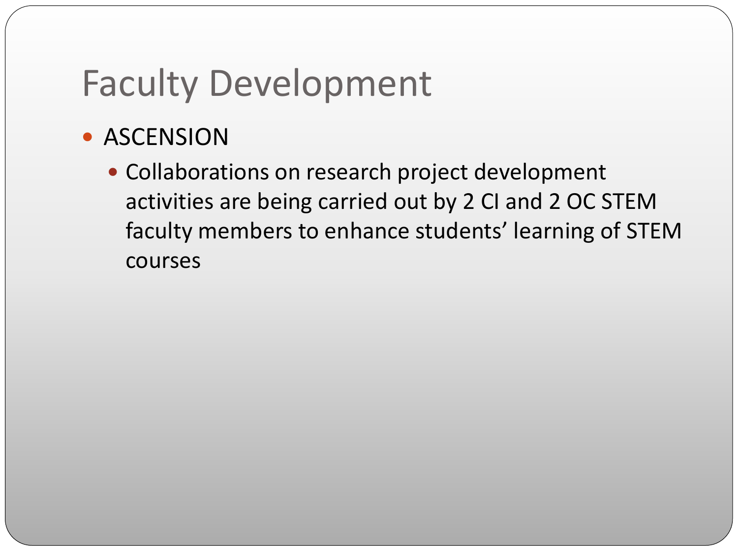# Faculty Development

- ASCENSION
  - Collaborations on research project development activities are being carried out by 2 CI and 2 OC STEM faculty members to enhance students' learning of STEM courses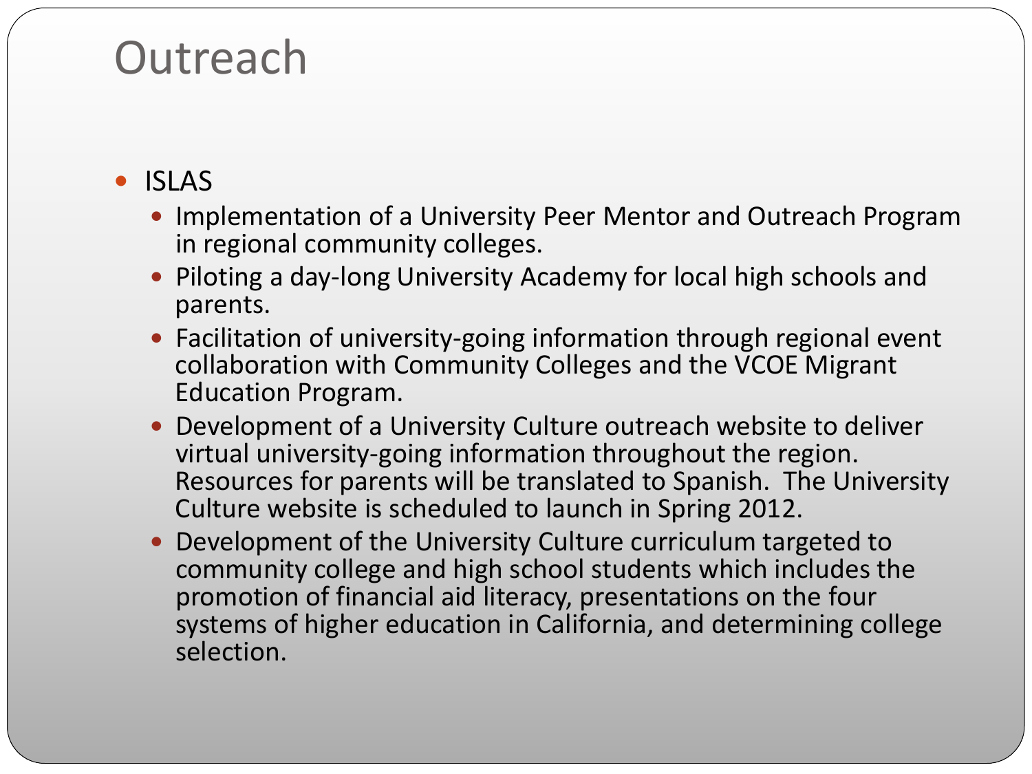# Outreach

- ISLAS
  - Implementation of a University Peer Mentor and Outreach Program in regional community colleges.
  - Piloting a day-long University Academy for local high schools and parents.
  - Facilitation of university-going information through regional event collaboration with Community Colleges and the VCOE Migrant Education Program.
  - Development of a University Culture outreach website to deliver virtual university-going information throughout the region. Resources for parents will be translated to Spanish. The University Culture website is scheduled to launch in Spring 2012.
  - Development of the University Culture curriculum targeted to community college and high school students which includes the promotion of financial aid literacy, presentations on the four systems of higher education in California, and determining college selection.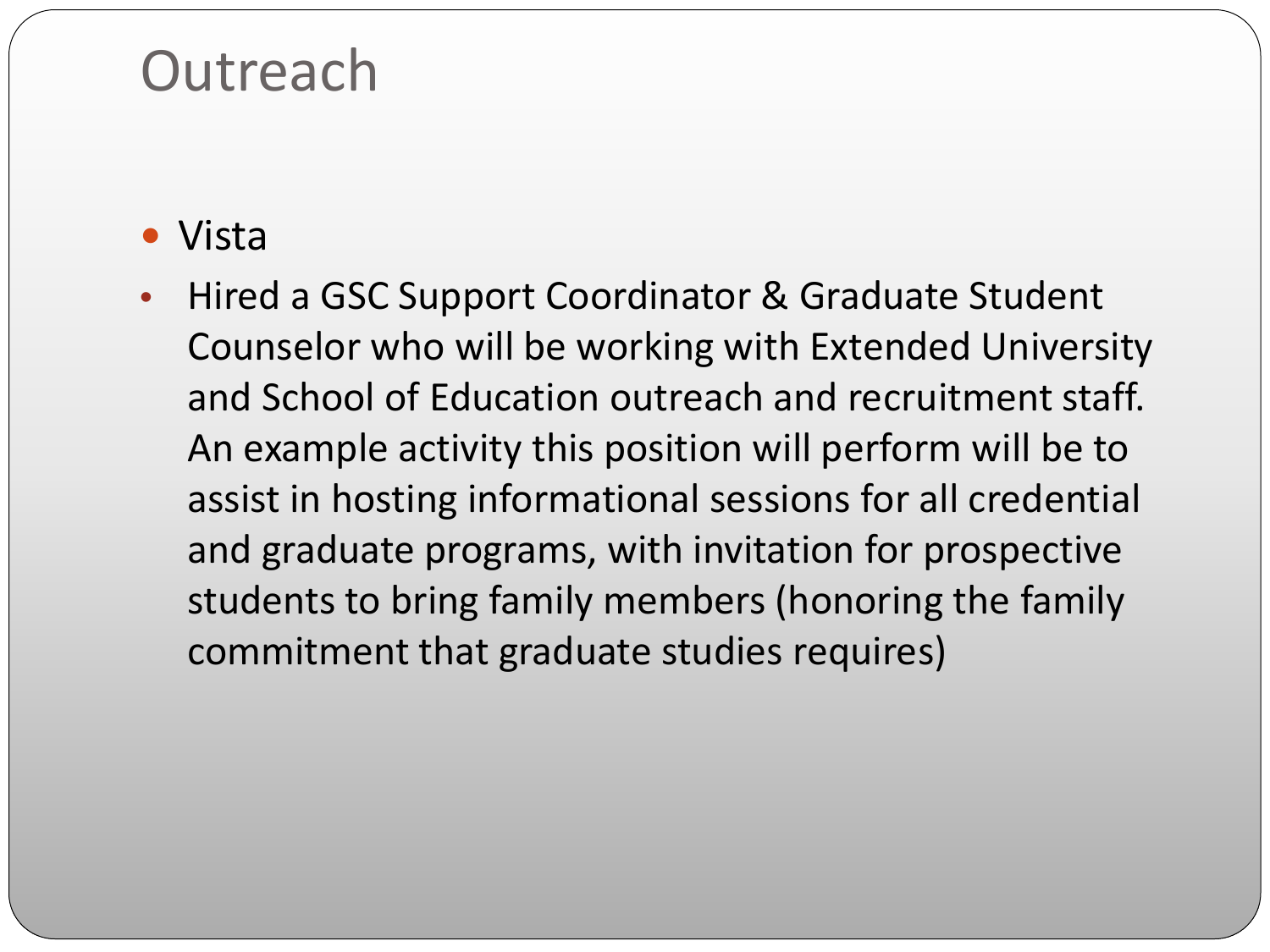# Outreach

- Vista
  - Hired a GSC Support Coordinator & Graduate Student Counselor who will be working with Extended University and School of Education outreach and recruitment staff. An example activity this position will perform will be to assist in hosting informational sessions for all credential and graduate programs, with invitation for prospective students to bring family members (honoring the family commitment that graduate studies requires)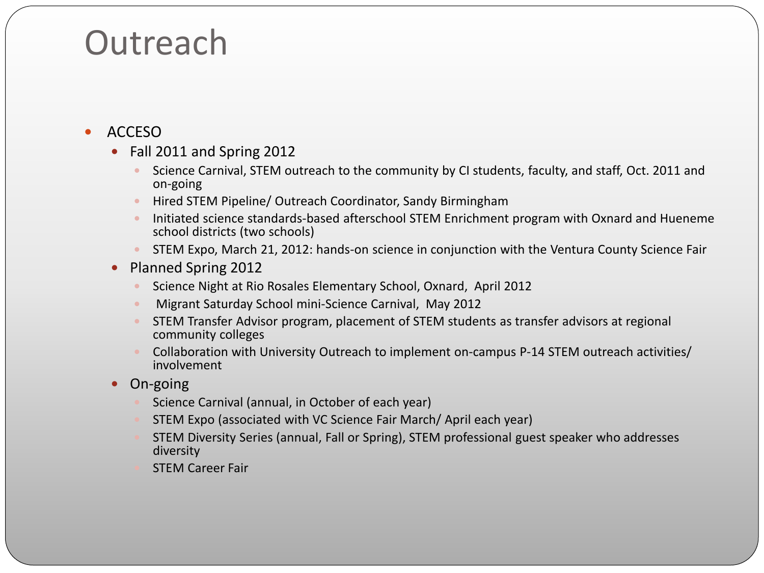# Outreach

- ACCESO
  - Fall 2011 and Spring 2012
    - Science Carnival, STEM outreach to the community by CI students, faculty, and staff, Oct. 2011 and on-going
    - Hired STEM Pipeline/ Outreach Coordinator, Sandy Birmingham
    - Initiated science standards-based afterschool STEM Enrichment program with Oxnard and Hueneme school districts (two schools)
    - STEM Expo, March 21, 2012: hands-on science in conjunction with the Ventura County Science Fair
  - Planned Spring 2012
    - Science Night at Rio Rosales Elementary School, Oxnard, April 2012
    - Migrant Saturday School mini-Science Carnival, May 2012
    - STEM Transfer Advisor program, placement of STEM students as transfer advisors at regional community colleges
    - Collaboration with University Outreach to implement on-campus P-14 STEM outreach activities/ involvement
  - On-going
    - Science Carnival (annual, in October of each year)
    - STEM Expo (associated with VC Science Fair March/ April each year)
    - STEM Diversity Series (annual, Fall or Spring), STEM professional guest speaker who addresses diversity
    - STEM Career Fair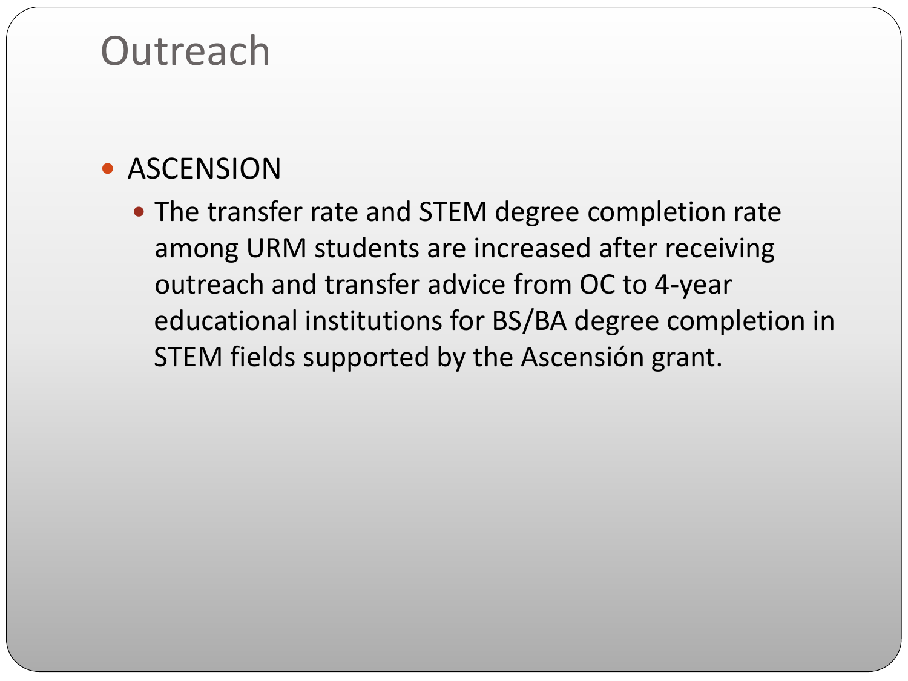# Outreach

- ASCENSION
  - The transfer rate and STEM degree completion rate among URM students are increased after receiving outreach and transfer advice from OC to 4-year educational institutions for BS/BA degree completion in STEM fields supported by the Ascensión grant.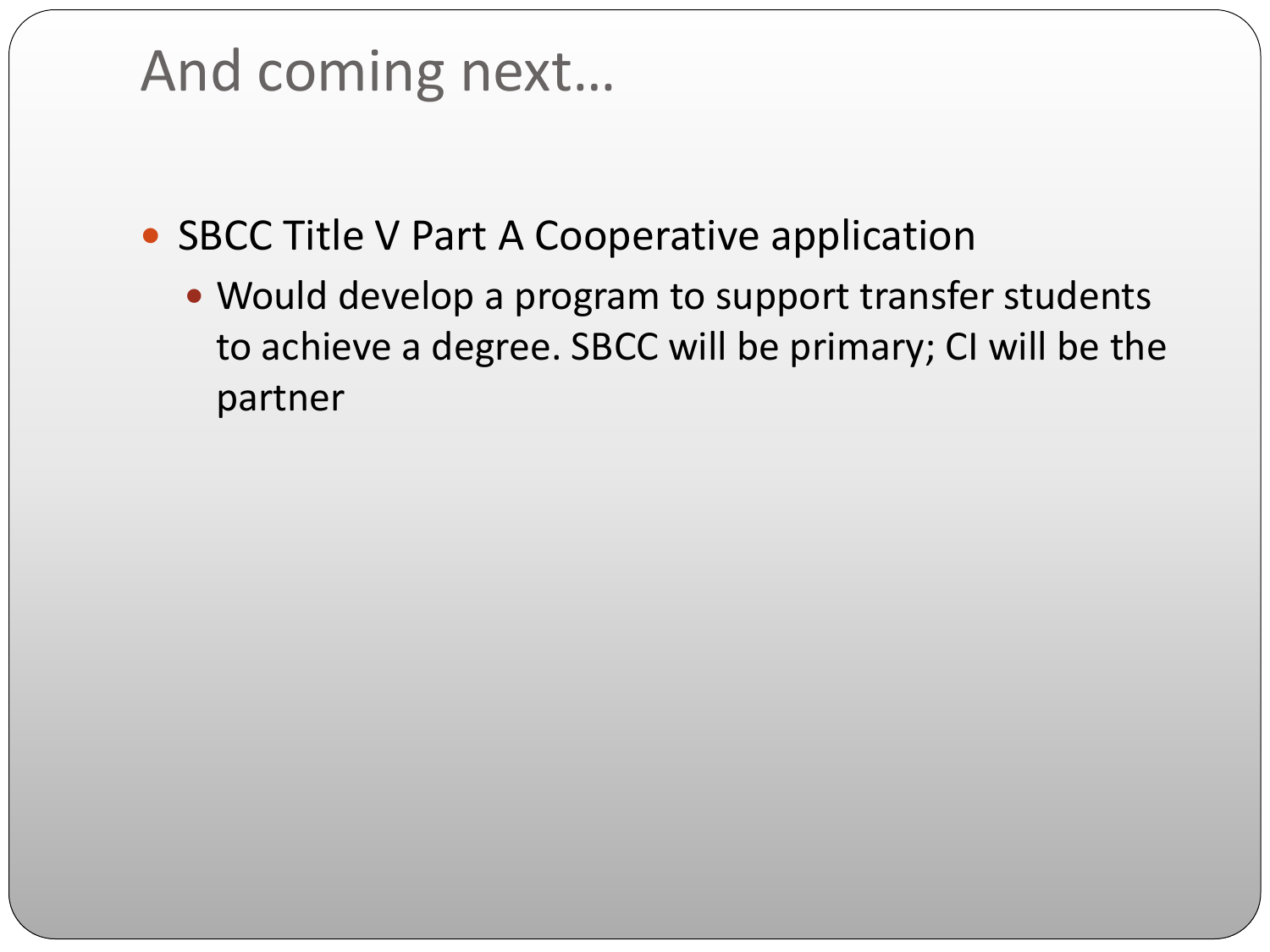# And coming next…

- SBCC Title V Part A Cooperative application
  - Would develop a program to support transfer students to achieve a degree. SBCC will be primary; CI will be the partner